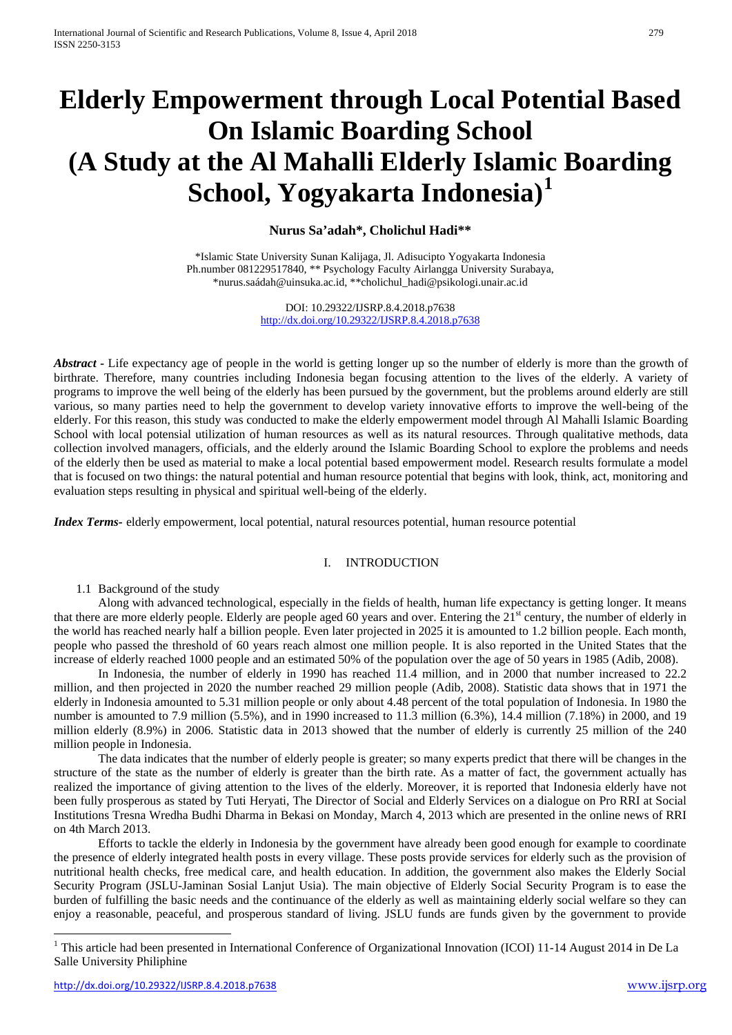# Elderly Empowerment through Local Potential Based On Islamic Boarding School (A Study at the Al Mahalli Elderly Islamic Boarding School, Yogyakarta Indonesia)[1]

**Nurus Sa'adah\*, Cholichul Hadi\*\***

\*Islamic State University Sunan Kalijaga, Jl. Adisucipto Yogyakarta Indonesia
Ph.number 081229517840, \*\* Psychology Faculty Airlangga University Surabaya,
\*nurus.saádah@uinsuka.ac.id, \*\*cholichul_hadi@psikologi.unair.ac.id

DOI: 10.29322/IJSRP.8.4.2018.p7638
http://dx.doi.org/10.29322/IJSRP.8.4.2018.p7638

***Abstract*** - Life expectancy age of people in the world is getting longer up so the number of elderly is more than the growth of birthrate. Therefore, many countries including Indonesia began focusing attention to the lives of the elderly. A variety of programs to improve the well being of the elderly has been pursued by the government, but the problems around elderly are still various, so many parties need to help the government to develop variety innovative efforts to improve the well-being of the elderly. For this reason, this study was conducted to make the elderly empowerment model through Al Mahalli Islamic Boarding School with local potensial utilization of human resources as well as its natural resources. Through qualitative methods, data collection involved managers, officials, and the elderly around the Islamic Boarding School to explore the problems and needs of the elderly then be used as material to make a local potential based empowerment model. Research results formulate a model that is focused on two things: the natural potential and human resource potential that begins with look, think, act, monitoring and evaluation steps resulting in physical and spiritual well-being of the elderly.

***Index Terms***- elderly empowerment, local potential, natural resources potential, human resource potential

## I. INTRODUCTION

### 1.1 Background of the study

Along with advanced technological, especially in the fields of health, human life expectancy is getting longer. It means that there are more elderly people. Elderly are people aged 60 years and over. Entering the 21st century, the number of elderly in the world has reached nearly half a billion people. Even later projected in 2025 it is amounted to 1.2 billion people. Each month, people who passed the threshold of 60 years reach almost one million people. It is also reported in the United States that the increase of elderly reached 1000 people and an estimated 50% of the population over the age of 50 years in 1985 (Adib, 2008).

In Indonesia, the number of elderly in 1990 has reached 11.4 million, and in 2000 that number increased to 22.2 million, and then projected in 2020 the number reached 29 million people (Adib, 2008). Statistic data shows that in 1971 the elderly in Indonesia amounted to 5.31 million people or only about 4.48 percent of the total population of Indonesia. In 1980 the number is amounted to 7.9 million (5.5%), and in 1990 increased to 11.3 million (6.3%), 14.4 million (7.18%) in 2000, and 19 million elderly (8.9%) in 2006. Statistic data in 2013 showed that the number of elderly is currently 25 million of the 240 million people in Indonesia.

The data indicates that the number of elderly people is greater; so many experts predict that there will be changes in the structure of the state as the number of elderly is greater than the birth rate. As a matter of fact, the government actually has realized the importance of giving attention to the lives of the elderly. Moreover, it is reported that Indonesia elderly have not been fully prosperous as stated by Tuti Heryati, The Director of Social and Elderly Services on a dialogue on Pro RRI at Social Institutions Tresna Wredha Budhi Dharma in Bekasi on Monday, March 4, 2013 which are presented in the online news of RRI on 4th March 2013.

Efforts to tackle the elderly in Indonesia by the government have already been good enough for example to coordinate the presence of elderly integrated health posts in every village. These posts provide services for elderly such as the provision of nutritional health checks, free medical care, and health education. In addition, the government also makes the Elderly Social Security Program (JSLU-Jaminan Sosial Lanjut Usia). The main objective of Elderly Social Security Program is to ease the burden of fulfilling the basic needs and the continuance of the elderly as well as maintaining elderly social welfare so they can enjoy a reasonable, peaceful, and prosperous standard of living. JSLU funds are funds given by the government to provide

---

[1] This article had been presented in International Conference of Organizational Innovation (ICOI) 11-14 August 2014 in De La Salle University Philiphine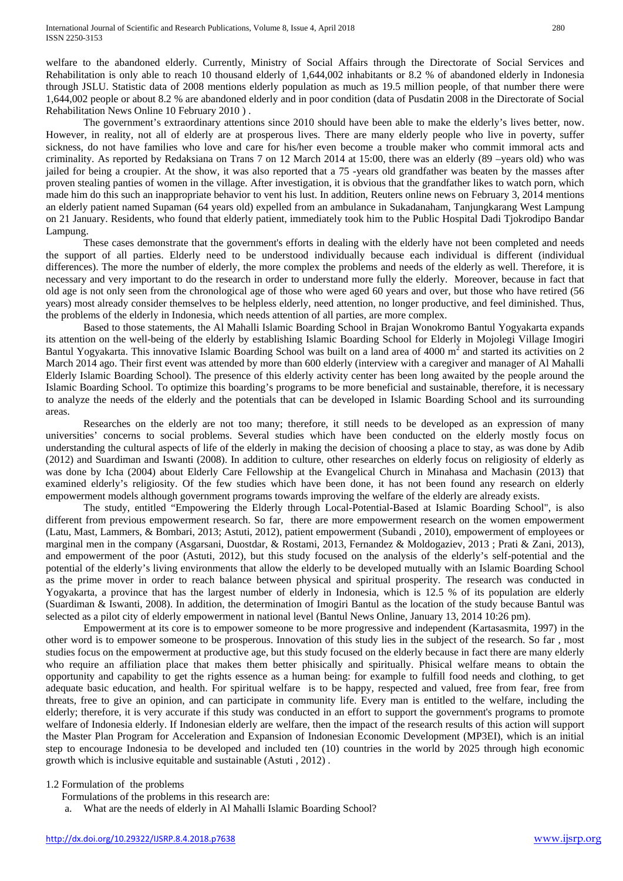welfare to the abandoned elderly. Currently, Ministry of Social Affairs through the Directorate of Social Services and Rehabilitation is only able to reach 10 thousand elderly of 1,644,002 inhabitants or 8.2 % of abandoned elderly in Indonesia through JSLU. Statistic data of 2008 mentions elderly population as much as 19.5 million people, of that number there were 1,644,002 people or about 8.2 % are abandoned elderly and in poor condition (data of Pusdatin 2008 in the Directorate of Social Rehabilitation News Online 10 February 2010 ) .

The government's extraordinary attentions since 2010 should have been able to make the elderly's lives better, now. However, in reality, not all of elderly are at prosperous lives. There are many elderly people who live in poverty, suffer sickness, do not have families who love and care for his/her even become a trouble maker who commit immoral acts and criminality. As reported by Redaksiana on Trans 7 on 12 March 2014 at 15:00, there was an elderly (89 –years old) who was jailed for being a croupier. At the show, it was also reported that a 75 -years old grandfather was beaten by the masses after proven stealing panties of women in the village. After investigation, it is obvious that the grandfather likes to watch porn, which made him do this such an inappropriate behavior to vent his lust. In addition, Reuters online news on February 3, 2014 mentions an elderly patient named Supaman (64 years old) expelled from an ambulance in Sukadanaham, Tanjungkarang West Lampung on 21 January. Residents, who found that elderly patient, immediately took him to the Public Hospital Dadi Tjokrodipo Bandar Lampung.

These cases demonstrate that the government's efforts in dealing with the elderly have not been completed and needs the support of all parties. Elderly need to be understood individually because each individual is different (individual differences). The more the number of elderly, the more complex the problems and needs of the elderly as well. Therefore, it is necessary and very important to do the research in order to understand more fully the elderly. Moreover, because in fact that old age is not only seen from the chronological age of those who were aged 60 years and over, but those who have retired (56 years) most already consider themselves to be helpless elderly, need attention, no longer productive, and feel diminished. Thus, the problems of the elderly in Indonesia, which needs attention of all parties, are more complex.

Based to those statements, the Al Mahalli Islamic Boarding School in Brajan Wonokromo Bantul Yogyakarta expands its attention on the well-being of the elderly by establishing Islamic Boarding School for Elderly in Mojolegi Village Imogiri Bantul Yogyakarta. This innovative Islamic Boarding School was built on a land area of 4000 $m^2$ and started its activities on 2 March 2014 ago. Their first event was attended by more than 600 elderly (interview with a caregiver and manager of Al Mahalli Elderly Islamic Boarding School). The presence of this elderly activity center has been long awaited by the people around the Islamic Boarding School. To optimize this boarding's programs to be more beneficial and sustainable, therefore, it is necessary to analyze the needs of the elderly and the potentials that can be developed in Islamic Boarding School and its surrounding areas.

Researches on the elderly are not too many; therefore, it still needs to be developed as an expression of many universities' concerns to social problems. Several studies which have been conducted on the elderly mostly focus on understanding the cultural aspects of life of the elderly in making the decision of choosing a place to stay, as was done by Adib (2012) and Suardiman and Iswanti (2008). In addition to culture, other researches on elderly focus on religiosity of elderly as was done by Icha (2004) about Elderly Care Fellowship at the Evangelical Church in Minahasa and Machasin (2013) that examined elderly's religiosity. Of the few studies which have been done, it has not been found any research on elderly empowerment models although government programs towards improving the welfare of the elderly are already exists.

The study, entitled "Empowering the Elderly through Local-Potential-Based at Islamic Boarding School", is also different from previous empowerment research. So far, there are more empowerment research on the women empowerment (Latu, Mast, Lammers, & Bombari, 2013; Astuti, 2012), patient empowerment (Subandi , 2010), empowerment of employees or marginal men in the company (Asgarsani, Duostdar, & Rostami, 2013, Fernandez & Moldogaziev, 2013 ; Prati & Zani, 2013), and empowerment of the poor (Astuti, 2012), but this study focused on the analysis of the elderly's self-potential and the potential of the elderly's living environments that allow the elderly to be developed mutually with an Islamic Boarding School as the prime mover in order to reach balance between physical and spiritual prosperity. The research was conducted in Yogyakarta, a province that has the largest number of elderly in Indonesia, which is 12.5 % of its population are elderly (Suardiman & Iswanti, 2008). In addition, the determination of Imogiri Bantul as the location of the study because Bantul was selected as a pilot city of elderly empowerment in national level (Bantul News Online, January 13, 2014 10:26 pm).

Empowerment at its core is to empower someone to be more progressive and independent (Kartasasmita, 1997) in the other word is to empower someone to be prosperous. Innovation of this study lies in the subject of the research. So far , most studies focus on the empowerment at productive age, but this study focused on the elderly because in fact there are many elderly who require an affiliation place that makes them better phisically and spiritually. Phisical welfare means to obtain the opportunity and capability to get the rights essence as a human being: for example to fulfill food needs and clothing, to get adequate basic education, and health. For spiritual welfare is to be happy, respected and valued, free from fear, free from threats, free to give an opinion, and can participate in community life. Every man is entitled to the welfare, including the elderly; therefore, it is very accurate if this study was conducted in an effort to support the government's programs to promote welfare of Indonesia elderly. If Indonesian elderly are welfare, then the impact of the research results of this action will support the Master Plan Program for Acceleration and Expansion of Indonesian Economic Development (MP3EI), which is an initial step to encourage Indonesia to be developed and included ten (10) countries in the world by 2025 through high economic growth which is inclusive equitable and sustainable (Astuti , 2012) .

1.2 Formulation of the problems

Formulations of the problems in this research are:

a. What are the needs of elderly in Al Mahalli Islamic Boarding School?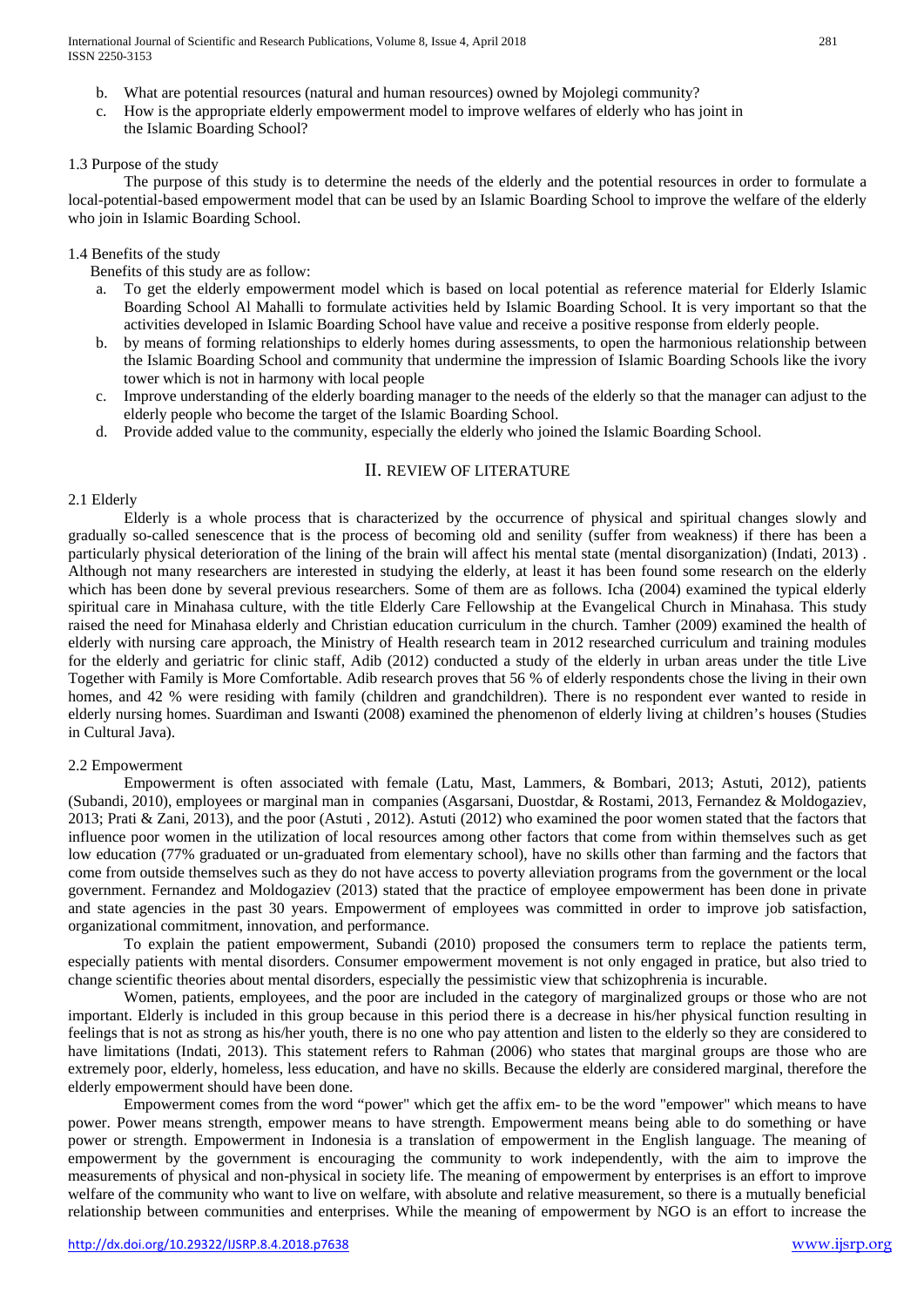b. What are potential resources (natural and human resources) owned by Mojolegi community?
c. How is the appropriate elderly empowerment model to improve welfares of elderly who has joint in the Islamic Boarding School?

1.3 Purpose of the study

The purpose of this study is to determine the needs of the elderly and the potential resources in order to formulate a local-potential-based empowerment model that can be used by an Islamic Boarding School to improve the welfare of the elderly who join in Islamic Boarding School.

1.4 Benefits of the study

Benefits of this study are as follow:

a. To get the elderly empowerment model which is based on local potential as reference material for Elderly Islamic Boarding School Al Mahalli to formulate activities held by Islamic Boarding School. It is very important so that the activities developed in Islamic Boarding School have value and receive a positive response from elderly people.
b. by means of forming relationships to elderly homes during assessments, to open the harmonious relationship between the Islamic Boarding School and community that undermine the impression of Islamic Boarding Schools like the ivory tower which is not in harmony with local people
c. Improve understanding of the elderly boarding manager to the needs of the elderly so that the manager can adjust to the elderly people who become the target of the Islamic Boarding School.
d. Provide added value to the community, especially the elderly who joined the Islamic Boarding School.

## II. REVIEW OF LITERATURE

2.1 Elderly

Elderly is a whole process that is characterized by the occurrence of physical and spiritual changes slowly and gradually so-called senescence that is the process of becoming old and senility (suffer from weakness) if there has been a particularly physical deterioration of the lining of the brain will affect his mental state (mental disorganization) (Indati, 2013) . Although not many researchers are interested in studying the elderly, at least it has been found some research on the elderly which has been done by several previous researchers. Some of them are as follows. Icha (2004) examined the typical elderly spiritual care in Minahasa culture, with the title Elderly Care Fellowship at the Evangelical Church in Minahasa. This study raised the need for Minahasa elderly and Christian education curriculum in the church. Tamher (2009) examined the health of elderly with nursing care approach, the Ministry of Health research team in 2012 researched curriculum and training modules for the elderly and geriatric for clinic staff, Adib (2012) conducted a study of the elderly in urban areas under the title Live Together with Family is More Comfortable. Adib research proves that 56 % of elderly respondents chose the living in their own homes, and 42 % were residing with family (children and grandchildren). There is no respondent ever wanted to reside in elderly nursing homes. Suardiman and Iswanti (2008) examined the phenomenon of elderly living at children's houses (Studies in Cultural Java).

2.2 Empowerment

Empowerment is often associated with female (Latu, Mast, Lammers, & Bombari, 2013; Astuti, 2012), patients (Subandi, 2010), employees or marginal man in companies (Asgarsani, Duostdar, & Rostami, 2013, Fernandez & Moldogaziev, 2013; Prati & Zani, 2013), and the poor (Astuti , 2012). Astuti (2012) who examined the poor women stated that the factors that influence poor women in the utilization of local resources among other factors that come from within themselves such as get low education (77% graduated or un-graduated from elementary school), have no skills other than farming and the factors that come from outside themselves such as they do not have access to poverty alleviation programs from the government or the local government. Fernandez and Moldogaziev (2013) stated that the practice of employee empowerment has been done in private and state agencies in the past 30 years. Empowerment of employees was committed in order to improve job satisfaction, organizational commitment, innovation, and performance.

To explain the patient empowerment, Subandi (2010) proposed the consumers term to replace the patients term, especially patients with mental disorders. Consumer empowerment movement is not only engaged in pratice, but also tried to change scientific theories about mental disorders, especially the pessimistic view that schizophrenia is incurable.

Women, patients, employees, and the poor are included in the category of marginalized groups or those who are not important. Elderly is included in this group because in this period there is a decrease in his/her physical function resulting in feelings that is not as strong as his/her youth, there is no one who pay attention and listen to the elderly so they are considered to have limitations (Indati, 2013). This statement refers to Rahman (2006) who states that marginal groups are those who are extremely poor, elderly, homeless, less education, and have no skills. Because the elderly are considered marginal, therefore the elderly empowerment should have been done.

Empowerment comes from the word "power" which get the affix em- to be the word "empower" which means to have power. Power means strength, empower means to have strength. Empowerment means being able to do something or have power or strength. Empowerment in Indonesia is a translation of empowerment in the English language. The meaning of empowerment by the government is encouraging the community to work independently, with the aim to improve the measurements of physical and non-physical in society life. The meaning of empowerment by enterprises is an effort to improve welfare of the community who want to live on welfare, with absolute and relative measurement, so there is a mutually beneficial relationship between communities and enterprises. While the meaning of empowerment by NGO is an effort to increase the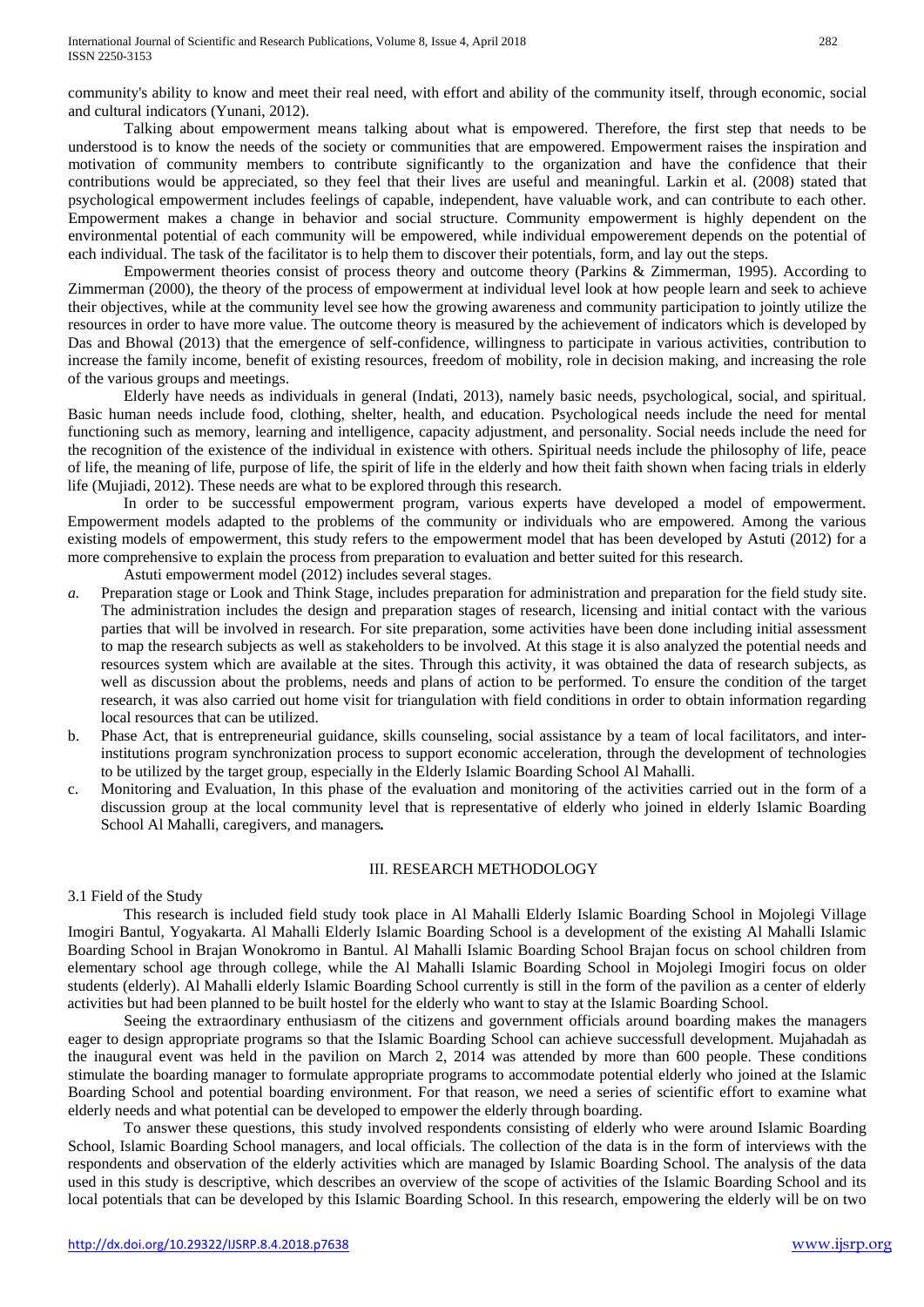community's ability to know and meet their real need, with effort and ability of the community itself, through economic, social and cultural indicators (Yunani, 2012).

Talking about empowerment means talking about what is empowered. Therefore, the first step that needs to be understood is to know the needs of the society or communities that are empowered. Empowerment raises the inspiration and motivation of community members to contribute significantly to the organization and have the confidence that their contributions would be appreciated, so they feel that their lives are useful and meaningful. Larkin et al. (2008) stated that psychological empowerment includes feelings of capable, independent, have valuable work, and can contribute to each other. Empowerment makes a change in behavior and social structure. Community empowerment is highly dependent on the environmental potential of each community will be empowered, while individual empowerement depends on the potential of each individual. The task of the facilitator is to help them to discover their potentials, form, and lay out the steps.

Empowerment theories consist of process theory and outcome theory (Parkins & Zimmerman, 1995). According to Zimmerman (2000), the theory of the process of empowerment at individual level look at how people learn and seek to achieve their objectives, while at the community level see how the growing awareness and community participation to jointly utilize the resources in order to have more value. The outcome theory is measured by the achievement of indicators which is developed by Das and Bhowal (2013) that the emergence of self-confidence, willingness to participate in various activities, contribution to increase the family income, benefit of existing resources, freedom of mobility, role in decision making, and increasing the role of the various groups and meetings.

Elderly have needs as individuals in general (Indati, 2013), namely basic needs, psychological, social, and spiritual. Basic human needs include food, clothing, shelter, health, and education. Psychological needs include the need for mental functioning such as memory, learning and intelligence, capacity adjustment, and personality. Social needs include the need for the recognition of the existence of the individual in existence with others. Spiritual needs include the philosophy of life, peace of life, the meaning of life, purpose of life, the spirit of life in the elderly and how their faith shown when facing trials in elderly life (Mujiadi, 2012). These needs are what to be explored through this research.

In order to be successful empowerment program, various experts have developed a model of empowerment. Empowerment models adapted to the problems of the community or individuals who are empowered. Among the various existing models of empowerment, this study refers to the empowerment model that has been developed by Astuti (2012) for a more comprehensive to explain the process from preparation to evaluation and better suited for this research.

Astuti empowerment model (2012) includes several stages.

*a.* Preparation stage or Look and Think Stage, includes preparation for administration and preparation for the field study site. The administration includes the design and preparation stages of research, licensing and initial contact with the various parties that will be involved in research. For site preparation, some activities have been done including initial assessment to map the research subjects as well as stakeholders to be involved. At this stage it is also analyzed the potential needs and resources system which are available at the sites. Through this activity, it was obtained the data of research subjects, as well as discussion about the problems, needs and plans of action to be performed. To ensure the condition of the target research, it was also carried out home visit for triangulation with field conditions in order to obtain information regarding local resources that can be utilized.

b. Phase Act, that is entrepreneurial guidance, skills counseling, social assistance by a team of local facilitators, and inter-institutions program synchronization process to support economic acceleration, through the development of technologies to be utilized by the target group, especially in the Elderly Islamic Boarding School Al Mahalli.

c. Monitoring and Evaluation, In this phase of the evaluation and monitoring of the activities carried out in the form of a discussion group at the local community level that is representative of elderly who joined in elderly Islamic Boarding School Al Mahalli, caregivers, and managers**.**

## III. RESEARCH METHODOLOGY

### 3.1 Field of the Study

This research is included field study took place in Al Mahalli Elderly Islamic Boarding School in Mojolegi Village Imogiri Bantul, Yogyakarta. Al Mahalli Elderly Islamic Boarding School is a development of the existing Al Mahalli Islamic Boarding School in Brajan Wonokromo in Bantul. Al Mahalli Islamic Boarding School Brajan focus on school children from elementary school age through college, while the Al Mahalli Islamic Boarding School in Mojolegi Imogiri focus on older students (elderly). Al Mahalli elderly Islamic Boarding School currently is still in the form of the pavilion as a center of elderly activities but had been planned to be built hostel for the elderly who want to stay at the Islamic Boarding School.

Seeing the extraordinary enthusiasm of the citizens and government officials around boarding makes the managers eager to design appropriate programs so that the Islamic Boarding School can achieve successfull development. Mujahadah as the inaugural event was held in the pavilion on March 2, 2014 was attended by more than 600 people. These conditions stimulate the boarding manager to formulate appropriate programs to accommodate potential elderly who joined at the Islamic Boarding School and potential boarding environment. For that reason, we need a series of scientific effort to examine what elderly needs and what potential can be developed to empower the elderly through boarding.

To answer these questions, this study involved respondents consisting of elderly who were around Islamic Boarding School, Islamic Boarding School managers, and local officials. The collection of the data is in the form of interviews with the respondents and observation of the elderly activities which are managed by Islamic Boarding School. The analysis of the data used in this study is descriptive, which describes an overview of the scope of activities of the Islamic Boarding School and its local potentials that can be developed by this Islamic Boarding School. In this research, empowering the elderly will be on two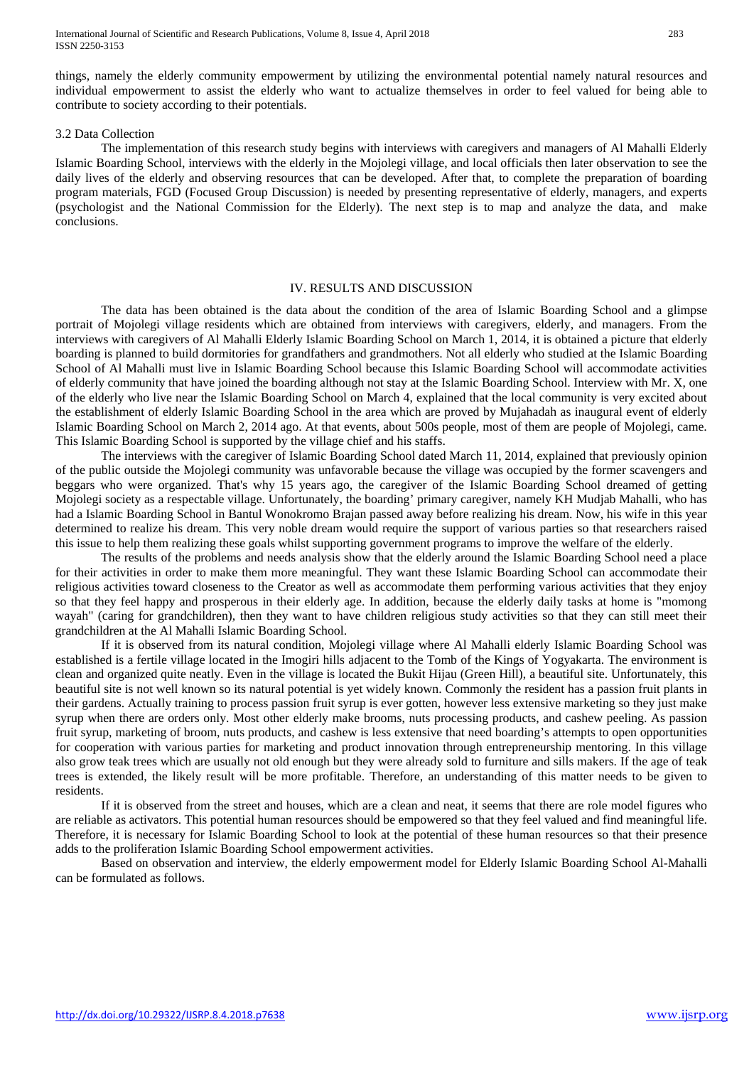things, namely the elderly community empowerment by utilizing the environmental potential namely natural resources and individual empowerment to assist the elderly who want to actualize themselves in order to feel valued for being able to contribute to society according to their potentials.

### 3.2 Data Collection

The implementation of this research study begins with interviews with caregivers and managers of Al Mahalli Elderly Islamic Boarding School, interviews with the elderly in the Mojolegi village, and local officials then later observation to see the daily lives of the elderly and observing resources that can be developed. After that, to complete the preparation of boarding program materials, FGD (Focused Group Discussion) is needed by presenting representative of elderly, managers, and experts (psychologist and the National Commission for the Elderly). The next step is to map and analyze the data, and make conclusions.

## IV. RESULTS AND DISCUSSION

The data has been obtained is the data about the condition of the area of Islamic Boarding School and a glimpse portrait of Mojolegi village residents which are obtained from interviews with caregivers, elderly, and managers. From the interviews with caregivers of Al Mahalli Elderly Islamic Boarding School on March 1, 2014, it is obtained a picture that elderly boarding is planned to build dormitories for grandfathers and grandmothers. Not all elderly who studied at the Islamic Boarding School of Al Mahalli must live in Islamic Boarding School because this Islamic Boarding School will accommodate activities of elderly community that have joined the boarding although not stay at the Islamic Boarding School. Interview with Mr. X, one of the elderly who live near the Islamic Boarding School on March 4, explained that the local community is very excited about the establishment of elderly Islamic Boarding School in the area which are proved by Mujahadah as inaugural event of elderly Islamic Boarding School on March 2, 2014 ago. At that events, about 500s people, most of them are people of Mojolegi, came. This Islamic Boarding School is supported by the village chief and his staffs.

The interviews with the caregiver of Islamic Boarding School dated March 11, 2014, explained that previously opinion of the public outside the Mojolegi community was unfavorable because the village was occupied by the former scavengers and beggars who were organized. That's why 15 years ago, the caregiver of the Islamic Boarding School dreamed of getting Mojolegi society as a respectable village. Unfortunately, the boarding' primary caregiver, namely KH Mudjab Mahalli, who has had a Islamic Boarding School in Bantul Wonokromo Brajan passed away before realizing his dream. Now, his wife in this year determined to realize his dream. This very noble dream would require the support of various parties so that researchers raised this issue to help them realizing these goals whilst supporting government programs to improve the welfare of the elderly.

The results of the problems and needs analysis show that the elderly around the Islamic Boarding School need a place for their activities in order to make them more meaningful. They want these Islamic Boarding School can accommodate their religious activities toward closeness to the Creator as well as accommodate them performing various activities that they enjoy so that they feel happy and prosperous in their elderly age. In addition, because the elderly daily tasks at home is "momong wayah" (caring for grandchildren), then they want to have children religious study activities so that they can still meet their grandchildren at the Al Mahalli Islamic Boarding School.

If it is observed from its natural condition, Mojolegi village where Al Mahalli elderly Islamic Boarding School was established is a fertile village located in the Imogiri hills adjacent to the Tomb of the Kings of Yogyakarta. The environment is clean and organized quite neatly. Even in the village is located the Bukit Hijau (Green Hill), a beautiful site. Unfortunately, this beautiful site is not well known so its natural potential is yet widely known. Commonly the resident has a passion fruit plants in their gardens. Actually training to process passion fruit syrup is ever gotten, however less extensive marketing so they just make syrup when there are orders only. Most other elderly make brooms, nuts processing products, and cashew peeling. As passion fruit syrup, marketing of broom, nuts products, and cashew is less extensive that need boarding's attempts to open opportunities for cooperation with various parties for marketing and product innovation through entrepreneurship mentoring. In this village also grow teak trees which are usually not old enough but they were already sold to furniture and sills makers. If the age of teak trees is extended, the likely result will be more profitable. Therefore, an understanding of this matter needs to be given to residents.

If it is observed from the street and houses, which are a clean and neat, it seems that there are role model figures who are reliable as activators. This potential human resources should be empowered so that they feel valued and find meaningful life. Therefore, it is necessary for Islamic Boarding School to look at the potential of these human resources so that their presence adds to the proliferation Islamic Boarding School empowerment activities.

Based on observation and interview, the elderly empowerment model for Elderly Islamic Boarding School Al-Mahalli can be formulated as follows.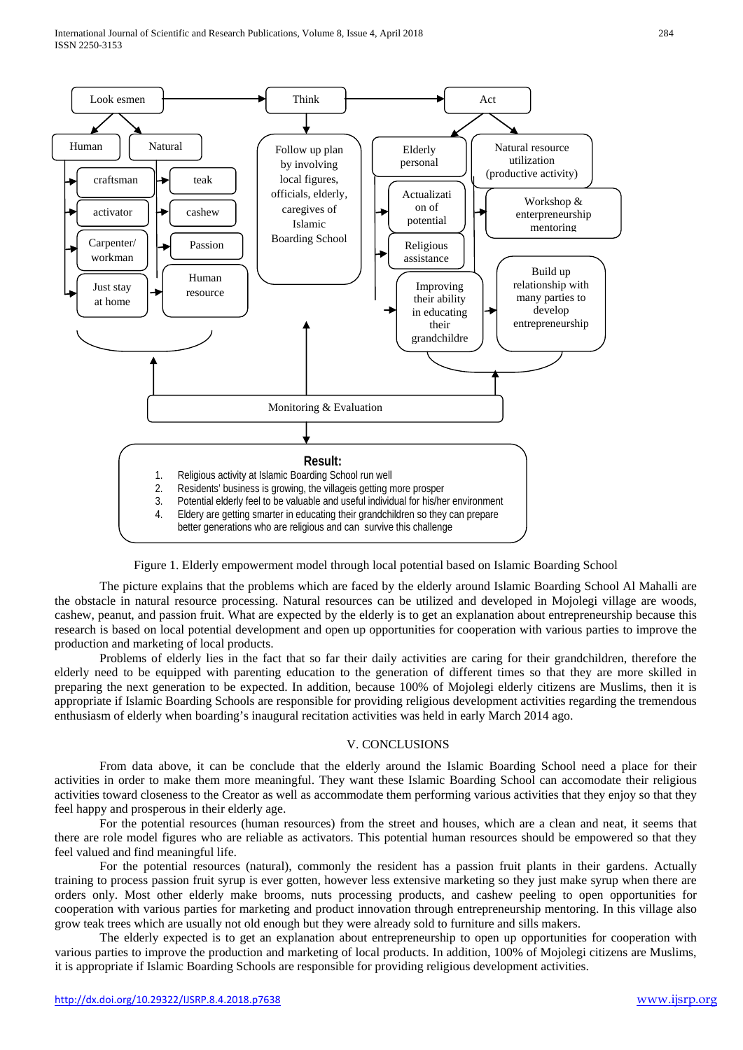Figure 1. Elderly empowerment model through local potential based on Islamic Boarding School

The picture explains that the problems which are faced by the elderly around Islamic Boarding School Al Mahalli are the obstacle in natural resource processing. Natural resources can be utilized and developed in Mojolegi village are woods, cashew, peanut, and passion fruit. What are expected by the elderly is to get an explanation about entrepreneurship because this research is based on local potential development and open up opportunities for cooperation with various parties to improve the production and marketing of local products.

Problems of elderly lies in the fact that so far their daily activities are caring for their grandchildren, therefore the elderly need to be equipped with parenting education to the generation of different times so that they are more skilled in preparing the next generation to be expected. In addition, because 100% of Mojolegi elderly citizens are Muslims, then it is appropriate if Islamic Boarding Schools are responsible for providing religious development activities regarding the tremendous enthusiasm of elderly when boarding's inaugural recitation activities was held in early March 2014 ago.

## V. CONCLUSIONS

From data above, it can be conclude that the elderly around the Islamic Boarding School need a place for their activities in order to make them more meaningful. They want these Islamic Boarding School can accomodate their religious activities toward closeness to the Creator as well as accommodate them performing various activities that they enjoy so that they feel happy and prosperous in their elderly age.

For the potential resources (human resources) from the street and houses, which are a clean and neat, it seems that there are role model figures who are reliable as activators. This potential human resources should be empowered so that they feel valued and find meaningful life.

For the potential resources (natural), commonly the resident has a passion fruit plants in their gardens. Actually training to process passion fruit syrup is ever gotten, however less extensive marketing so they just make syrup when there are orders only. Most other elderly make brooms, nuts processing products, and cashew peeling to open opportunities for cooperation with various parties for marketing and product innovation through entrepreneurship mentoring. In this village also grow teak trees which are usually not old enough but they were already sold to furniture and sills makers.

The elderly expected is to get an explanation about entrepreneurship to open up opportunities for cooperation with various parties to improve the production and marketing of local products. In addition, 100% of Mojolegi citizens are Muslims, it is appropriate if Islamic Boarding Schools are responsible for providing religious development activities.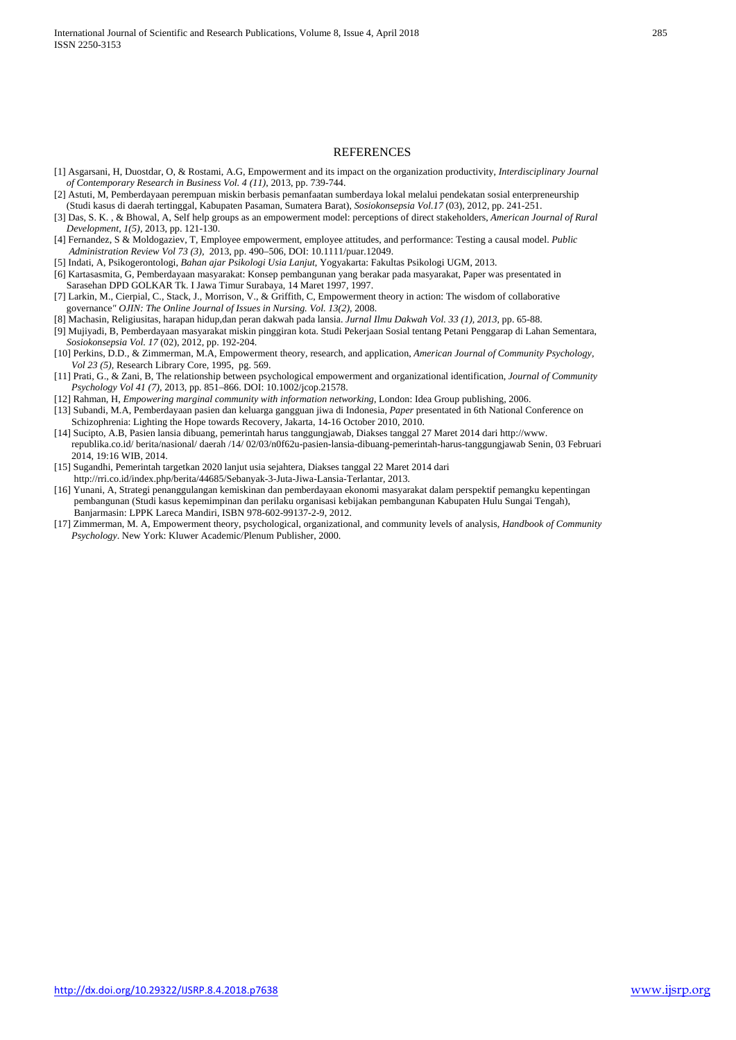## REFERENCES

[1] Asgarsani, H, Duostdar, O, & Rostami, A.G, Empowerment and its impact on the organization productivity, *Interdisciplinary Journal of Contemporary Research in Business Vol. 4 (11)*, 2013, pp. 739-744.

[2] Astuti, M, Pemberdayaan perempuan miskin berbasis pemanfaatan sumberdaya lokal melalui pendekatan sosial enterpreneurship (Studi kasus di daerah tertinggal, Kabupaten Pasaman, Sumatera Barat), *Sosiokonsepsia Vol.17* (03), 2012, pp. 241-251.

[3] Das, S. K. , & Bhowal, A, Self help groups as an empowerment model: perceptions of direct stakeholders, *American Journal of Rural Development, 1(5)*, 2013, pp. 121-130.

[4] Fernandez, S & Moldogaziev, T, Employee empowerment, employee attitudes, and performance: Testing a causal model. *Public Administration Review Vol 73 (3)*, 2013, pp. 490–506, DOI: 10.1111/puar.12049.

[5] Indati, A, Psikogerontologi, *Bahan ajar Psikologi Usia Lanjut*, Yogyakarta: Fakultas Psikologi UGM, 2013.

[6] Kartasasmita, G, Pemberdayaan masyarakat: Konsep pembangunan yang berakar pada masyarakat, Paper was presentated in Sarasehan DPD GOLKAR Tk. I Jawa Timur Surabaya, 14 Maret 1997, 1997.

[7] Larkin, M., Cierpial, C., Stack, J., Morrison, V., & Griffith, C, Empowerment theory in action: The wisdom of collaborative governance" *OJIN: The Online Journal of Issues in Nursing. Vol. 13(2)*, 2008.

[8] Machasin, Religiusitas, harapan hidup,dan peran dakwah pada lansia. *Jurnal Ilmu Dakwah Vol. 33 (1), 2013*, pp. 65-88.

[9] Mujiyadi, B, Pemberdayaan masyarakat miskin pinggiran kota. Studi Pekerjaan Sosial tentang Petani Penggarap di Lahan Sementara, *Sosiokonsepsia Vol. 17* (02), 2012, pp. 192-204.

[10] Perkins, D.D., & Zimmerman, M.A, Empowerment theory, research, and application, *American Journal of Community Psychology, Vol 23 (5)*, Research Library Core, 1995, pg. 569.

[11] Prati, G., & Zani, B, The relationship between psychological empowerment and organizational identification, *Journal of Community Psychology Vol 41 (7)*, 2013, pp. 851–866. DOI: 10.1002/jcop.21578.

[12] Rahman, H, *Empowering marginal community with information networking*, London: Idea Group publishing, 2006.

[13] Subandi, M.A, Pemberdayaan pasien dan keluarga gangguan jiwa di Indonesia, *Paper* presentated in 6th National Conference on Schizophrenia: Lighting the Hope towards Recovery, Jakarta, 14-16 October 2010, 2010.

[14] Sucipto, A.B, Pasien lansia dibuang, pemerintah harus tanggungjawab, Diakses tanggal 27 Maret 2014 dari http://www. republika.co.id/ berita/nasional/ daerah /14/ 02/03/n0f62u-pasien-lansia-dibuang-pemerintah-harus-tanggungjawab Senin, 03 Februari 2014, 19:16 WIB, 2014.

[15] Sugandhi, Pemerintah targetkan 2020 lanjut usia sejahtera, Diakses tanggal 22 Maret 2014 dari http://rri.co.id/index.php/berita/44685/Sebanyak-3-Juta-Jiwa-Lansia-Terlantar, 2013.

[16] Yunani, A, Strategi penanggulangan kemiskinan dan pemberdayaan ekonomi masyarakat dalam perspektif pemangku kepentingan pembangunan (Studi kasus kepemimpinan dan perilaku organisasi kebijakan pembangunan Kabupaten Hulu Sungai Tengah), Banjarmasin: LPPK Lareca Mandiri, ISBN 978-602-99137-2-9, 2012.

[17] Zimmerman, M. A, Empowerment theory, psychological, organizational, and community levels of analysis, *Handbook of Community Psychology*. New York: Kluwer Academic/Plenum Publisher, 2000.